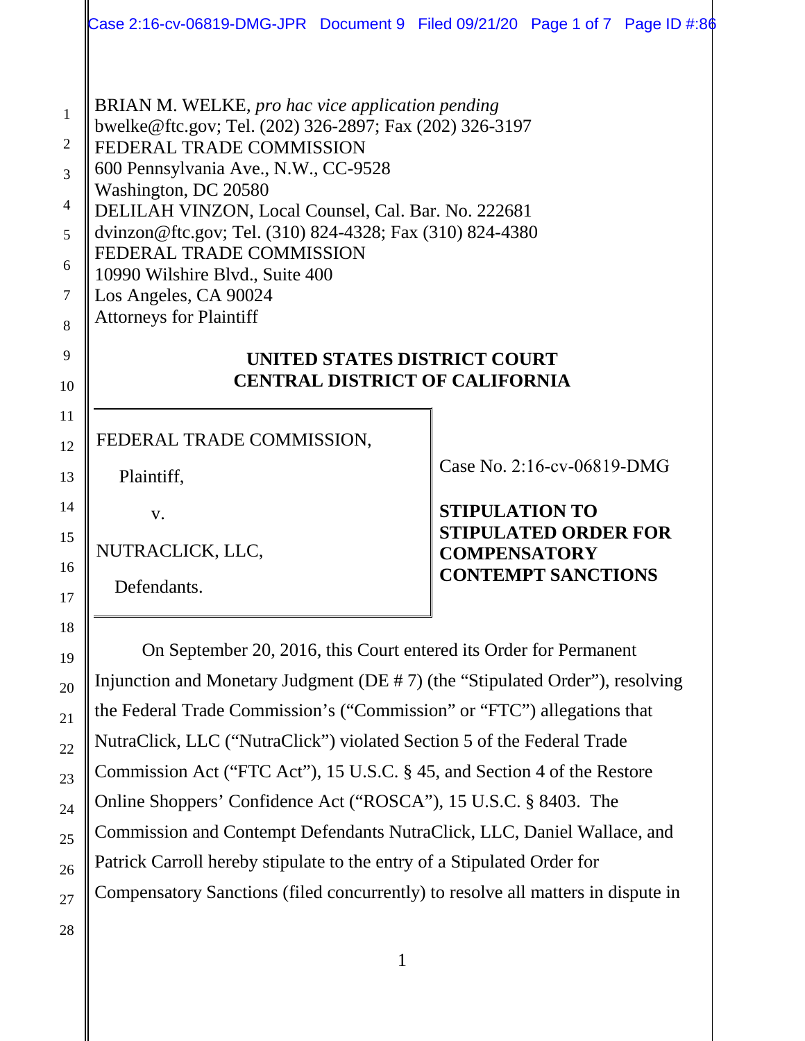BRIAN M. WELKE, *pro hac vice application pending*
bwelke@ftc.gov; Tel. (202) 326-2897; Fax (202) 326-3197
FEDERAL TRADE COMMISSION
600 Pennsylvania Ave., N.W., CC-9528
Washington, DC 20580
DELILAH VINZON, Local Counsel, Cal. Bar. No. 222681
dvinzon@ftc.gov; Tel. (310) 824-4328; Fax (310) 824-4380
FEDERAL TRADE COMMISSION
10990 Wilshire Blvd., Suite 400
Los Angeles, CA 90024
Attorneys for Plaintiff

**UNITED STATES DISTRICT COURT**
**CENTRAL DISTRICT OF CALIFORNIA**

| | |
|---|---|
| FEDERAL TRADE COMMISSION,<br><br>Plaintiff,<br><br>v.<br><br>NUTRACLICK, LLC,<br><br>Defendants. | Case No. 2:16-cv-06819-DMG<br><br>**STIPULATION TO STIPULATED ORDER FOR COMPENSATORY CONTEMPT SANCTIONS** |

On September 20, 2016, this Court entered its Order for Permanent Injunction and Monetary Judgment (DE # 7) (the "Stipulated Order"), resolving the Federal Trade Commission's ("Commission" or "FTC") allegations that NutraClick, LLC ("NutraClick") violated Section 5 of the Federal Trade Commission Act ("FTC Act"), 15 U.S.C. § 45, and Section 4 of the Restore Online Shoppers' Confidence Act ("ROSCA"), 15 U.S.C. § 8403. The Commission and Contempt Defendants NutraClick, LLC, Daniel Wallace, and Patrick Carroll hereby stipulate to the entry of a Stipulated Order for Compensatory Sanctions (filed concurrently) to resolve all matters in dispute in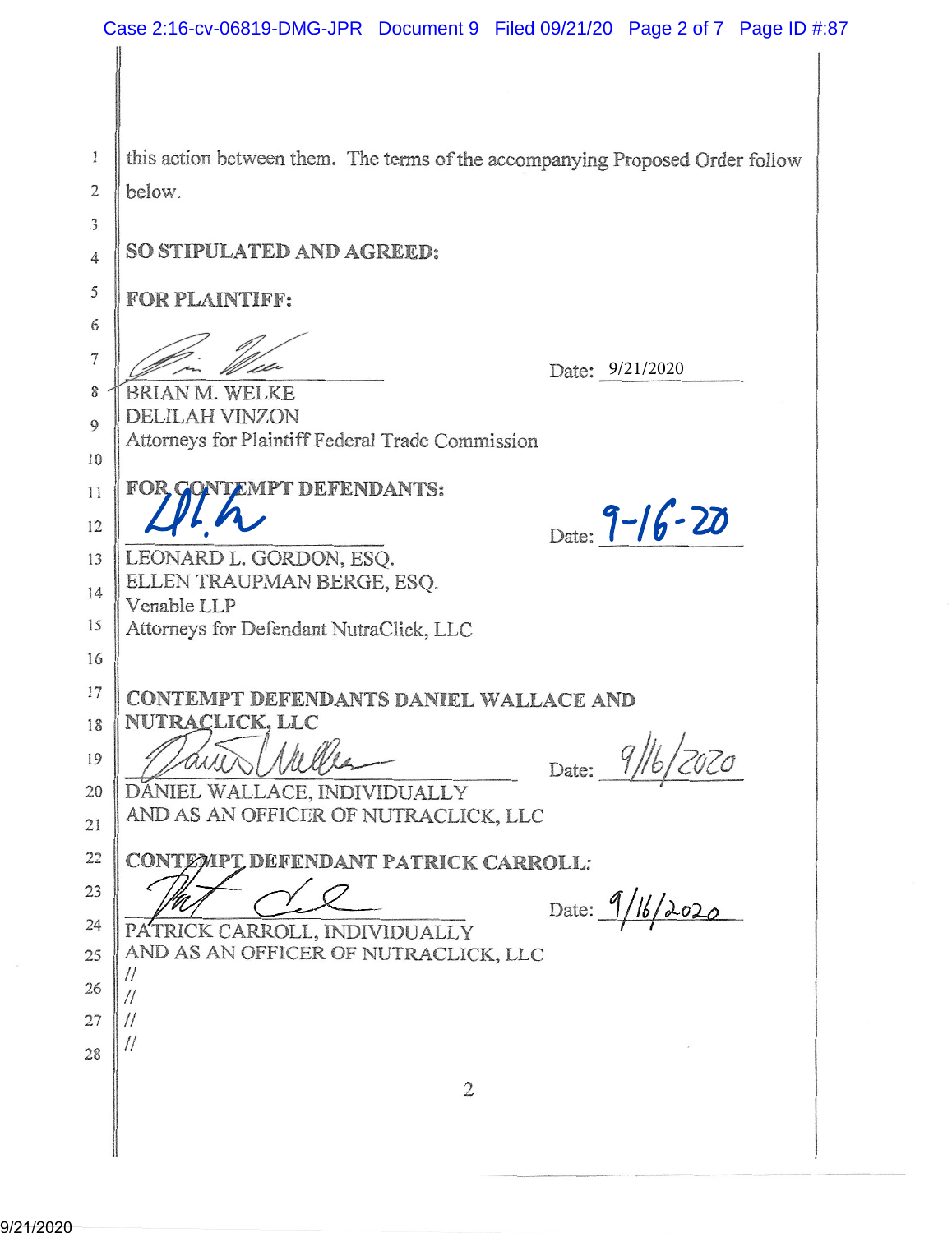this action between them. The terms of the accompanying Proposed Order follow below.

**SO STIPULATED AND AGREED:**

**FOR PLAINTIFF:**

_______________________________ Date: 9/21/2020

BRIAN M. WELKE
DELILAH VINZON
Attorneys for Plaintiff Federal Trade Commission

**FOR CONTEMPT DEFENDANTS:**

_______________________________ Date: 9-16-20

LEONARD L. GORDON, ESQ.
ELLEN TRAUPMAN BERGE, ESQ.
Venable LLP
Attorneys for Defendant NutraClick, LLC

**CONTEMPT DEFENDANTS DANIEL WALLACE AND NUTRACLICK, LLC**

_______________________________ Date: 9/16/2020

DANIEL WALLACE, INDIVIDUALLY AND AS AN OFFICER OF NUTRACLICK, LLC

**CONTEMPT DEFENDANT PATRICK CARROLL:**

_______________________________ Date: 9/16/2020

PATRICK CARROLL, INDIVIDUALLY AND AS AN OFFICER OF NUTRACLICK, LLC

//
//
//
//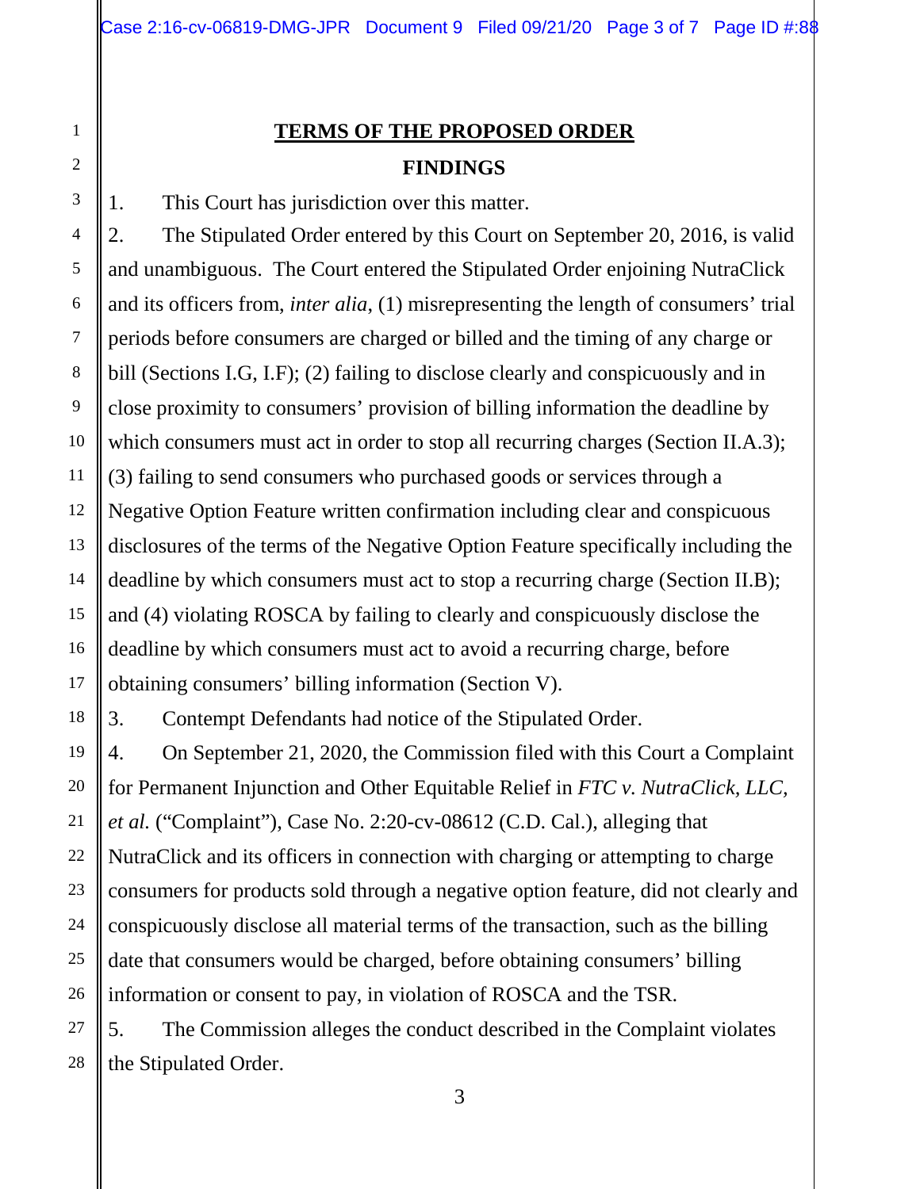## TERMS OF THE PROPOSED ORDER

### FINDINGS

1. This Court has jurisdiction over this matter.

2. The Stipulated Order entered by this Court on September 20, 2016, is valid and unambiguous. The Court entered the Stipulated Order enjoining NutraClick and its officers from, *inter alia*, (1) misrepresenting the length of consumers' trial periods before consumers are charged or billed and the timing of any charge or bill (Sections I.G, I.F); (2) failing to disclose clearly and conspicuously and in close proximity to consumers' provision of billing information the deadline by which consumers must act in order to stop all recurring charges (Section II.A.3); (3) failing to send consumers who purchased goods or services through a Negative Option Feature written confirmation including clear and conspicuous disclosures of the terms of the Negative Option Feature specifically including the deadline by which consumers must act to stop a recurring charge (Section II.B); and (4) violating ROSCA by failing to clearly and conspicuously disclose the deadline by which consumers must act to avoid a recurring charge, before obtaining consumers' billing information (Section V).

3. Contempt Defendants had notice of the Stipulated Order.

4. On September 21, 2020, the Commission filed with this Court a Complaint for Permanent Injunction and Other Equitable Relief in *FTC v. NutraClick, LLC, et al.* ("Complaint"), Case No. 2:20-cv-08612 (C.D. Cal.), alleging that NutraClick and its officers in connection with charging or attempting to charge consumers for products sold through a negative option feature, did not clearly and conspicuously disclose all material terms of the transaction, such as the billing date that consumers would be charged, before obtaining consumers' billing information or consent to pay, in violation of ROSCA and the TSR.

5. The Commission alleges the conduct described in the Complaint violates the Stipulated Order.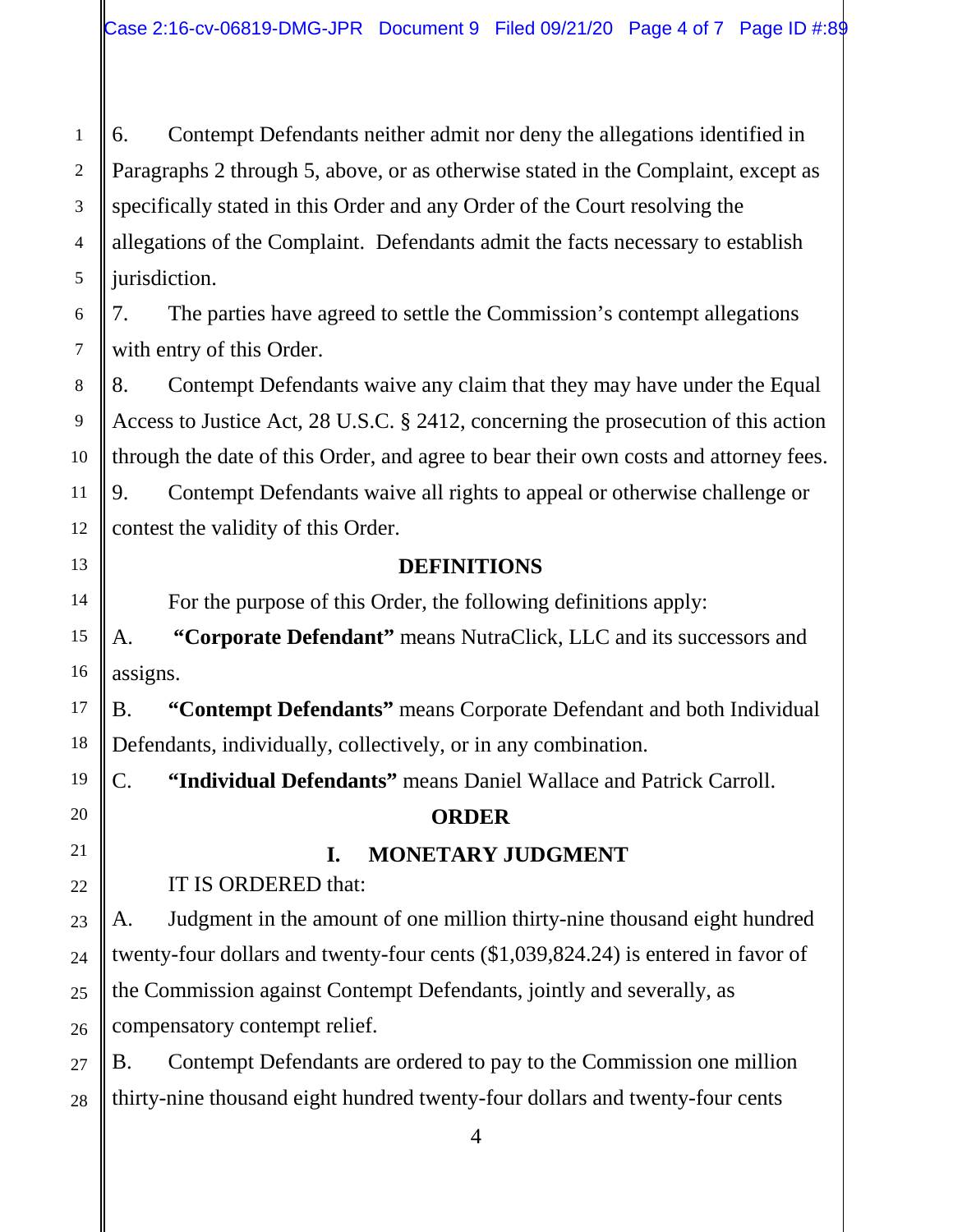6. Contempt Defendants neither admit nor deny the allegations identified in Paragraphs 2 through 5, above, or as otherwise stated in the Complaint, except as specifically stated in this Order and any Order of the Court resolving the allegations of the Complaint. Defendants admit the facts necessary to establish jurisdiction.

7. The parties have agreed to settle the Commission's contempt allegations with entry of this Order.

8. Contempt Defendants waive any claim that they may have under the Equal Access to Justice Act, 28 U.S.C. § 2412, concerning the prosecution of this action through the date of this Order, and agree to bear their own costs and attorney fees.

9. Contempt Defendants waive all rights to appeal or otherwise challenge or contest the validity of this Order.

## DEFINITIONS

For the purpose of this Order, the following definitions apply:

A. **"Corporate Defendant"** means NutraClick, LLC and its successors and assigns.

B. **"Contempt Defendants"** means Corporate Defendant and both Individual Defendants, individually, collectively, or in any combination.

C. **"Individual Defendants"** means Daniel Wallace and Patrick Carroll.

## ORDER

### I. MONETARY JUDGMENT

IT IS ORDERED that:

A. Judgment in the amount of one million thirty-nine thousand eight hundred twenty-four dollars and twenty-four cents ($1,039,824.24) is entered in favor of the Commission against Contempt Defendants, jointly and severally, as compensatory contempt relief.

B. Contempt Defendants are ordered to pay to the Commission one million thirty-nine thousand eight hundred twenty-four dollars and twenty-four cents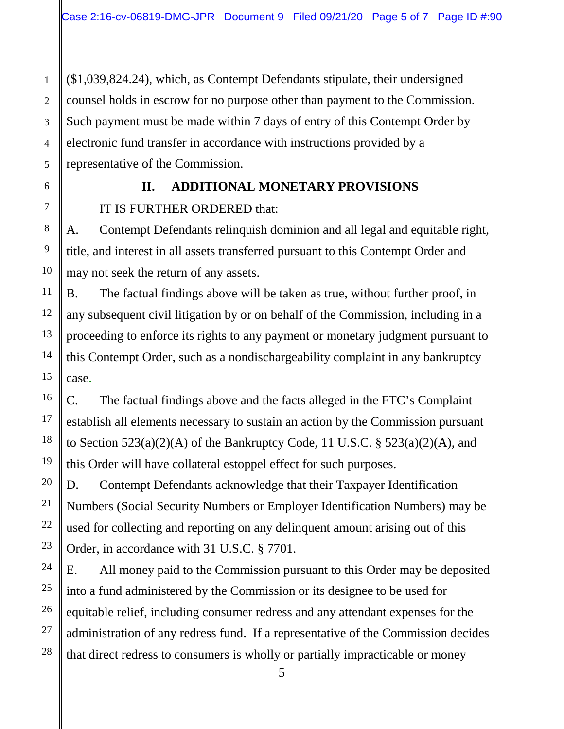($1,039,824.24), which, as Contempt Defendants stipulate, their undersigned counsel holds in escrow for no purpose other than payment to the Commission. Such payment must be made within 7 days of entry of this Contempt Order by electronic fund transfer in accordance with instructions provided by a representative of the Commission.

## II. ADDITIONAL MONETARY PROVISIONS

IT IS FURTHER ORDERED that:

A. Contempt Defendants relinquish dominion and all legal and equitable right, title, and interest in all assets transferred pursuant to this Contempt Order and may not seek the return of any assets.

B. The factual findings above will be taken as true, without further proof, in any subsequent civil litigation by or on behalf of the Commission, including in a proceeding to enforce its rights to any payment or monetary judgment pursuant to this Contempt Order, such as a nondischargeability complaint in any bankruptcy case.

C. The factual findings above and the facts alleged in the FTC's Complaint establish all elements necessary to sustain an action by the Commission pursuant to Section 523(a)(2)(A) of the Bankruptcy Code, 11 U.S.C. § 523(a)(2)(A), and this Order will have collateral estoppel effect for such purposes.

D. Contempt Defendants acknowledge that their Taxpayer Identification Numbers (Social Security Numbers or Employer Identification Numbers) may be used for collecting and reporting on any delinquent amount arising out of this Order, in accordance with 31 U.S.C. § 7701.

E. All money paid to the Commission pursuant to this Order may be deposited into a fund administered by the Commission or its designee to be used for equitable relief, including consumer redress and any attendant expenses for the administration of any redress fund. If a representative of the Commission decides that direct redress to consumers is wholly or partially impracticable or money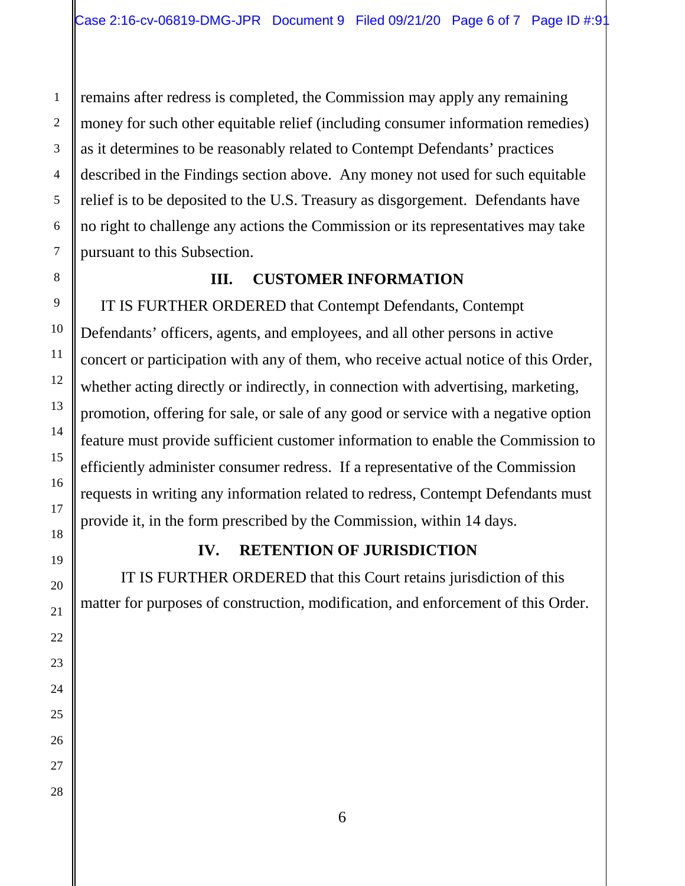remains after redress is completed, the Commission may apply any remaining money for such other equitable relief (including consumer information remedies) as it determines to be reasonably related to Contempt Defendants' practices described in the Findings section above. Any money not used for such equitable relief is to be deposited to the U.S. Treasury as disgorgement. Defendants have no right to challenge any actions the Commission or its representatives may take pursuant to this Subsection.

## III. CUSTOMER INFORMATION

IT IS FURTHER ORDERED that Contempt Defendants, Contempt Defendants' officers, agents, and employees, and all other persons in active concert or participation with any of them, who receive actual notice of this Order, whether acting directly or indirectly, in connection with advertising, marketing, promotion, offering for sale, or sale of any good or service with a negative option feature must provide sufficient customer information to enable the Commission to efficiently administer consumer redress. If a representative of the Commission requests in writing any information related to redress, Contempt Defendants must provide it, in the form prescribed by the Commission, within 14 days.

## IV. RETENTION OF JURISDICTION

IT IS FURTHER ORDERED that this Court retains jurisdiction of this matter for purposes of construction, modification, and enforcement of this Order.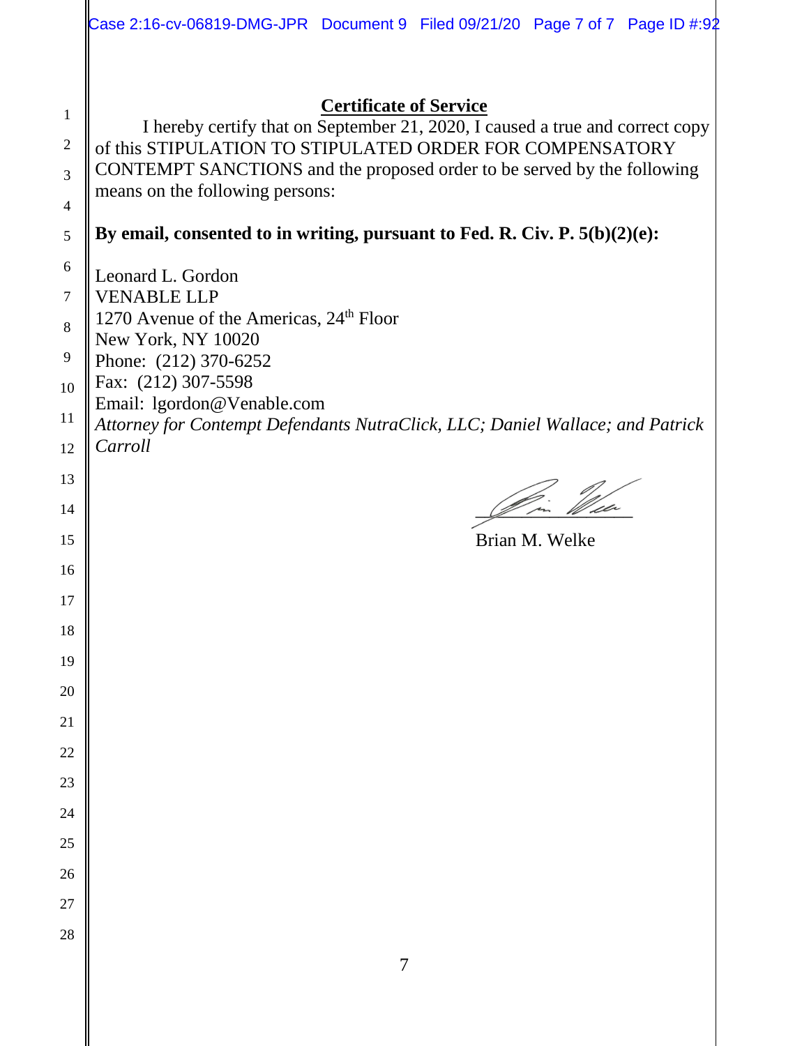## Certificate of Service

I hereby certify that on September 21, 2020, I caused a true and correct copy of this STIPULATION TO STIPULATED ORDER FOR COMPENSATORY CONTEMPT SANCTIONS and the proposed order to be served by the following means on the following persons:

**By email, consented to in writing, pursuant to Fed. R. Civ. P. 5(b)(2)(e):**

Leonard L. Gordon
VENABLE LLP
1270 Avenue of the Americas, 24th Floor
New York, NY 10020
Phone: (212) 370-6252
Fax: (212) 307-5598
Email: lgordon@Venable.com
*Attorney for Contempt Defendants NutraClick, LLC; Daniel Wallace; and Patrick Carroll*

Brian M. Welke